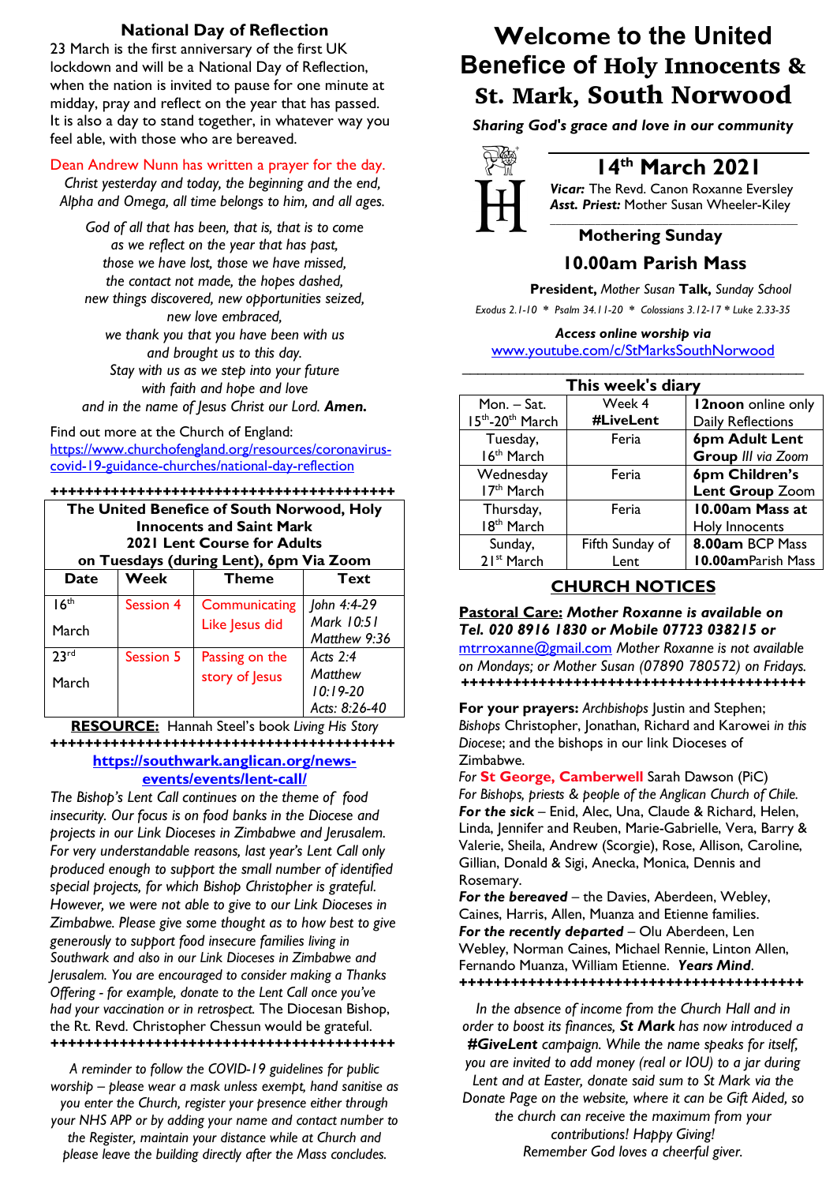## National Day of Reflection

23 March is the first anniversary of the first UK lockdown and will be a National Day of Reflection, when the nation is invited to pause for one minute at midday, pray and reflect on the year that has passed. It is also a day to stand together, in whatever way you feel able, with those who are bereaved.

Dean Andrew Nunn has written a prayer for the day.

*Christ yesterday and today, the beginning and the end, Alpha and Omega, all time belongs to him, and all ages.*

*God of all that has been, that is, that is to come*
*as we reflect on the year that has past,*
*those we have lost, those we have missed,*
*the contact not made, the hopes dashed,*
*new things discovered, new opportunities seized,*
*new love embraced,*
*we thank you that you have been with us*
*and brought us to this day.*
*Stay with us as we step into your future*
*with faith and hope and love*
*and in the name of Jesus Christ our Lord.* ***Amen.***

Find out more at the Church of England: https://www.churchofengland.org/resources/coronavirus-covid-19-guidance-churches/national-day-reflection

++++++++++++++++++++++++++++++++++++++++

**The United Benefice of South Norwood, Holy Innocents and Saint Mark**
**2021 Lent Course for Adults**
**on Tuesdays (during Lent), 6pm Via Zoom**

| Date | Week | Theme | Text |
|---|---|---|---|
| 16th March | Session 4 | Communicating Like Jesus did | *John 4:4-29* *Mark 10:51* *Matthew 9:36* |
| 23rd March | Session 5 | Passing on the story of Jesus | *Acts 2:4* *Matthew 10:19-20* *Acts: 8:26-40* |

**RESOURCE:** Hannah Steel's book *Living His Story*

++++++++++++++++++++++++++++++++++++++++

**https://southwark.anglican.org/news-events/events/lent-call/**

*The Bishop's Lent Call continues on the theme of food insecurity. Our focus is on food banks in the Diocese and projects in our Link Dioceses in Zimbabwe and Jerusalem. For very understandable reasons, last year's Lent Call only produced enough to support the small number of identified special projects, for which Bishop Christopher is grateful. However, we were not able to give to our Link Dioceses in Zimbabwe. Please give some thought as to how best to give generously to support food insecure families living in Southwark and also in our Link Dioceses in Zimbabwe and Jerusalem. You are encouraged to consider making a Thanks Offering - for example, donate to the Lent Call once you've had your vaccination or in retrospect.* The Diocesan Bishop, the Rt. Revd. Christopher Chessun would be grateful.

++++++++++++++++++++++++++++++++++++++++

*A reminder to follow the COVID-19 guidelines for public worship – please wear a mask unless exempt, hand sanitise as you enter the Church, register your presence either through your NHS APP or by adding your name and contact number to the Register, maintain your distance while at Church and please leave the building directly after the Mass concludes.*

# Welcome to the United Benefice of Holy Innocents & St. Mark, South Norwood

***Sharing God's grace and love in our community***

## 14th March 2021

***Vicar:*** The Revd. Canon Roxanne Eversley
***Asst. Priest:*** Mother Susan Wheeler-Kiley

### Mothering Sunday

### 10.00am Parish Mass

**President,** *Mother Susan* **Talk,** *Sunday School*

*Exodus 2.1-10 \* Psalm 34.11-20 \* Colossians 3.12-17 \* Luke 2.33-35*

***Access online worship via***
www.youtube.com/c/StMarksSouthNorwood

**This week's diary**

| | | |
|---|---|---|
| Mon. – Sat. 15th-20th March | Week 4 **#LiveLent** | **12noon** online only Daily Reflections |
| Tuesday, 16th March | Feria | **6pm Adult Lent Group** *III via Zoom* |
| Wednesday 17th March | Feria | **6pm Children's Lent Group** Zoom |
| Thursday, 18th March | Feria | **10.00am Mass at** Holy Innocents |
| Sunday, 21st March | Fifth Sunday of Lent | **8.00am** BCP Mass **10.00am**Parish Mass |

## CHURCH NOTICES

**Pastoral Care:** ***Mother Roxanne is available on Tel. 020 8916 1830 or Mobile 07723 038215 or*** mtrroxanne@gmail.com *Mother Roxanne is not available on Mondays; or Mother Susan (07890 780572) on Fridays.*

++++++++++++++++++++++++++++++++++++++++

**For your prayers:** *Archbishops* Justin and Stephen; *Bishops* Christopher, Jonathan, Richard and Karowei *in this Diocese*; and the bishops in our link Dioceses of Zimbabwe.

*For* **St George, Camberwell** Sarah Dawson (PiC)

*For Bishops, priests & people of the Anglican Church of Chile.*

***For the sick*** – Enid, Alec, Una, Claude & Richard, Helen, Linda, Jennifer and Reuben, Marie-Gabrielle, Vera, Barry & Valerie, Sheila, Andrew (Scorgie), Rose, Allison, Caroline, Gillian, Donald & Sigi, Anecka, Monica, Dennis and Rosemary.

***For the bereaved*** – the Davies, Aberdeen, Webley, Caines, Harris, Allen, Muanza and Etienne families.

***For the recently departed*** – Olu Aberdeen, Len Webley, Norman Caines, Michael Rennie, Linton Allen, Fernando Muanza, William Etienne. ***Years Mind***.

++++++++++++++++++++++++++++++++++++++++

*In the absence of income from the Church Hall and in order to boost its finances,* ***St Mark*** *has now introduced a* ***#GiveLent*** *campaign. While the name speaks for itself, you are invited to add money (real or IOU) to a jar during Lent and at Easter, donate said sum to St Mark via the Donate Page on the website, where it can be Gift Aided, so the church can receive the maximum from your contributions! Happy Giving!*
*Remember God loves a cheerful giver.*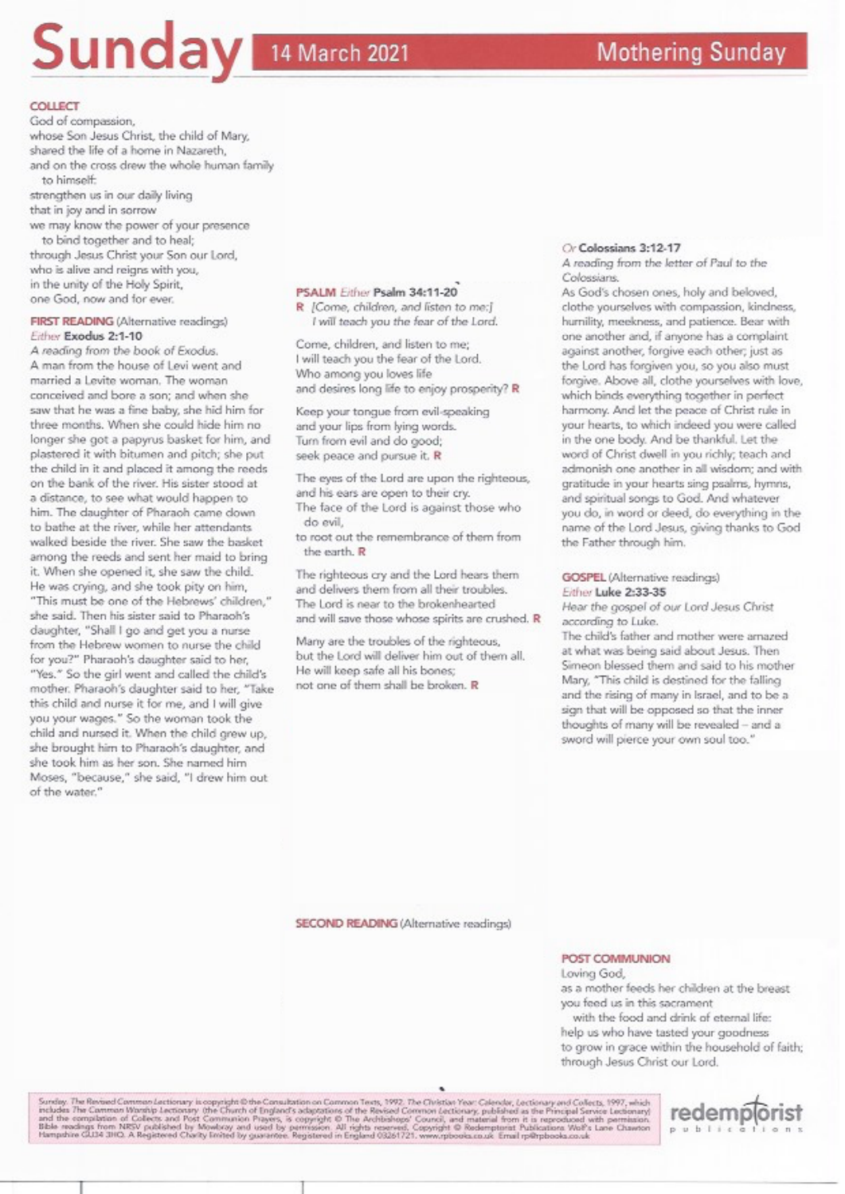# Sunday 14 March 2021 — Mothering Sunday

**COLLECT**

God of compassion,
whose Son Jesus Christ, the child of Mary,
shared the life of a home in Nazareth,
and on the cross drew the whole human family
to himself:
strengthen us in our daily living
that in joy and in sorrow
we may know the power of your presence
to bind together and to heal;
through Jesus Christ your Son our Lord,
who is alive and reigns with you,
in the unity of the Holy Spirit,
one God, now and for ever.

**FIRST READING** (Alternative readings)
*Either* **Exodus 2:1-10**

*A reading from the book of Exodus.*

A man from the house of Levi went and married a Levite woman. The woman conceived and bore a son; and when she saw that he was a fine baby, she hid him for three months. When she could hide him no longer she got a papyrus basket for him, and plastered it with bitumen and pitch; she put the child in it and placed it among the reeds on the bank of the river. His sister stood at a distance, to see what would happen to him. The daughter of Pharaoh came down to bathe at the river, while her attendants walked beside the river. She saw the basket among the reeds and sent her maid to bring it. When she opened it, she saw the child. He was crying, and she took pity on him, "This must be one of the Hebrews' children," she said. Then his sister said to Pharaoh's daughter, "Shall I go and get you a nurse from the Hebrew women to nurse the child for you?" Pharaoh's daughter said to her, "Yes." So the girl went and called the child's mother. Pharaoh's daughter said to her, "Take this child and nurse it for me, and I will give you your wages." So the woman took the child and nursed it. When the child grew up, she brought him to Pharaoh's daughter, and she took him as her son. She named him Moses, "because," she said, "I drew him out of the water."

**PSALM** *Either* **Psalm 34:11-20**

**R** *[Come, children, and listen to me:]*
*I will teach you the fear of the Lord.*

Come, children, and listen to me;
I will teach you the fear of the Lord.
Who among you loves life
and desires long life to enjoy prosperity? **R**

Keep your tongue from evil-speaking
and your lips from lying words.
Turn from evil and do good;
seek peace and pursue it. **R**

The eyes of the Lord are upon the righteous,
and his ears are open to their cry.
The face of the Lord is against those who
do evil,
to root out the remembrance of them from
the earth. **R**

The righteous cry and the Lord hears them
and delivers them from all their troubles.
The Lord is near to the brokenhearted
and will save those whose spirits are crushed. **R**

Many are the troubles of the righteous,
but the Lord will deliver him out of them all.
He will keep safe all his bones;
not one of them shall be broken. **R**

**SECOND READING** (Alternative readings)

*Or* **Colossians 3:12-17**

*A reading from the letter of Paul to the Colossians.*

As God's chosen ones, holy and beloved, clothe yourselves with compassion, kindness, humility, meekness, and patience. Bear with one another and, if anyone has a complaint against another, forgive each other; just as the Lord has forgiven you, so you also must forgive. Above all, clothe yourselves with love, which binds everything together in perfect harmony. And let the peace of Christ rule in your hearts, to which indeed you were called in the one body. And be thankful. Let the word of Christ dwell in you richly; teach and admonish one another in all wisdom; and with gratitude in your hearts sing psalms, hymns, and spiritual songs to God. And whatever you do, in word or deed, do everything in the name of the Lord Jesus, giving thanks to God the Father through him.

**GOSPEL** (Alternative readings)
*Either* **Luke 2:33-35**

*Hear the gospel of our Lord Jesus Christ according to Luke.*

The child's father and mother were amazed at what was being said about Jesus. Then Simeon blessed them and said to his mother Mary, "This child is destined for the falling and the rising of many in Israel, and to be a sign that will be opposed so that the inner thoughts of many will be revealed – and a sword will pierce your own soul too."

**POST COMMUNION**

Loving God,
as a mother feeds her children at the breast
you feed us in this sacrament
with the food and drink of eternal life:
help us who have tasted your goodness
to grow in grace within the household of faith;
through Jesus Christ our Lord.

Sunday: The Revised Common Lectionary is copyright © the Consultation on Common Texts, 1992. *The Christian Year: Calendar, Lectionary and Collects*, 1997, which includes *The Common Worship Lectionary* (the Church of England's adaptations of the Revised Common Lectionary, published as the Principal Service Lectionary) and the compilation of Collects and Post Communion Prayers, is copyright © The Archbishops' Council, and material from it is reproduced with permission. Bible readings from NRSV published by Mowbray and used by permission. All rights reserved. Copyright © Redemptorist Publications Wolf's Lane Chawton Hampshire GU34 3HQ. A Registered Charity limited by guarantee. Registered in England 03261721. www.rpbooks.co.uk Email rp@rpbooks.co.uk

redemptorist publications